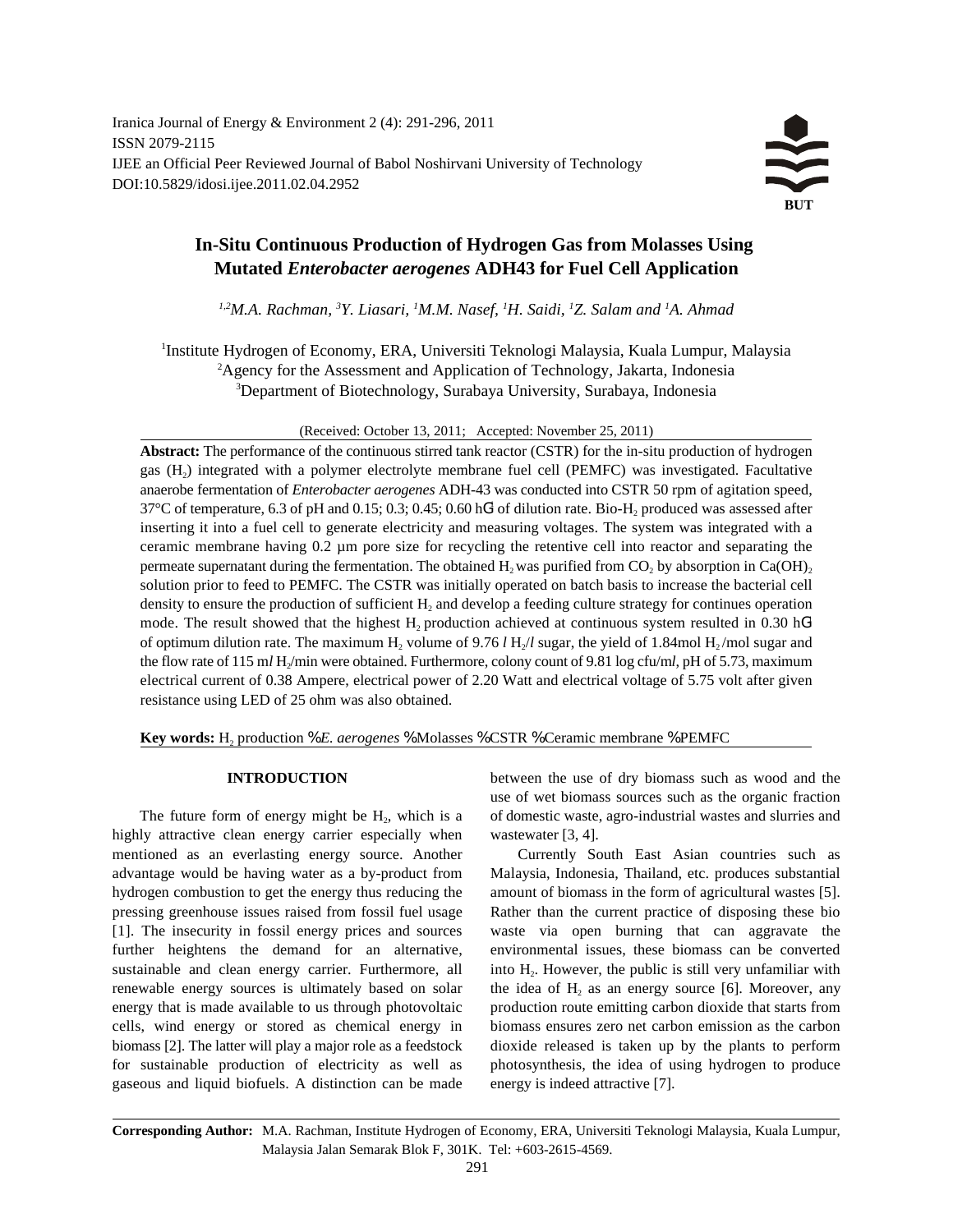Iranica Journal of Energy & Environment 2 (4): 291-296, 2011
ISSN 2079-2115
IJEE an Official Peer Reviewed Journal of Babol Noshirvani University of Technology
DOI:10.5829/idosi.ijee.2011.02.04.2952

# In-Situ Continuous Production of Hydrogen Gas from Molasses Using Mutated *Enterobacter aerogenes* ADH43 for Fuel Cell Application

[1,2]M.A. Rachman, [3]Y. Liasari, [1]M.M. Nasef, [1]H. Saidi, [1]Z. Salam and [1]A. Ahmad

[1]Institute Hydrogen of Economy, ERA, Universiti Teknologi Malaysia, Kuala Lumpur, Malaysia
[2]Agency for the Assessment and Application of Technology, Jakarta, Indonesia
[3]Department of Biotechnology, Surabaya University, Surabaya, Indonesia

(Received: October 13, 2011; Accepted: November 25, 2011)

**Abstract:** The performance of the continuous stirred tank reactor (CSTR) for the in-situ production of hydrogen gas ($H_2$) integrated with a polymer electrolyte membrane fuel cell (PEMFC) was investigated. Facultative anaerobe fermentation of *Enterobacter aerogenes* ADH-43 was conducted into CSTR 50 rpm of agitation speed, 37°C of temperature, 6.3 of pH and 0.15; 0.3; 0.45; 0.60 h$^{-1}$ of dilution rate. Bio-$H_2$ produced was assessed after inserting it into a fuel cell to generate electricity and measuring voltages. The system was integrated with a ceramic membrane having 0.2 µm pore size for recycling the retentive cell into reactor and separating the permeate supernatant during the fermentation. The obtained $H_2$ was purified from $CO_2$ by absorption in $Ca(OH)_2$ solution prior to feed to PEMFC. The CSTR was initially operated on batch basis to increase the bacterial cell density to ensure the production of sufficient $H_2$ and develop a feeding culture strategy for continues operation mode. The result showed that the highest $H_2$ production achieved at continuous system resulted in 0.30 h$^{-1}$ of optimum dilution rate. The maximum $H_2$ volume of 9.76 *l* $H_2$/*l* sugar, the yield of 1.84mol $H_2$/mol sugar and the flow rate of 115 m*l* $H_2$/min were obtained. Furthermore, colony count of 9.81 log cfu/m*l*, pH of 5.73, maximum electrical current of 0.38 Ampere, electrical power of 2.20 Watt and electrical voltage of 5.75 volt after given resistance using LED of 25 ohm was also obtained.

**Key words:** $H_2$ production · *E. aerogenes* · Molasses · CSTR · Ceramic membrane · PEMFC

## INTRODUCTION

The future form of energy might be $H_2$, which is a highly attractive clean energy carrier especially when mentioned as an everlasting energy source. Another advantage would be having water as a by-product from hydrogen combustion to get the energy thus reducing the pressing greenhouse issues raised from fossil fuel usage [1]. The insecurity in fossil energy prices and sources further heightens the demand for an alternative, sustainable and clean energy carrier. Furthermore, all renewable energy sources is ultimately based on solar energy that is made available to us through photovoltaic cells, wind energy or stored as chemical energy in biomass [2]. The latter will play a major role as a feedstock for sustainable production of electricity as well as gaseous and liquid biofuels. A distinction can be made between the use of dry biomass such as wood and the use of wet biomass sources such as the organic fraction of domestic waste, agro-industrial wastes and slurries and wastewater [3, 4].

Currently South East Asian countries such as Malaysia, Indonesia, Thailand, etc. produces substantial amount of biomass in the form of agricultural wastes [5]. Rather than the current practice of disposing these bio waste via open burning that can aggravate the environmental issues, these biomass can be converted into $H_2$. However, the public is still very unfamiliar with the idea of $H_2$ as an energy source [6]. Moreover, any production route emitting carbon dioxide that starts from biomass ensures zero net carbon emission as the carbon dioxide released is taken up by the plants to perform photosynthesis, the idea of using hydrogen to produce energy is indeed attractive [7].

**Corresponding Author:** M.A. Rachman, Institute Hydrogen of Economy, ERA, Universiti Teknologi Malaysia, Kuala Lumpur, Malaysia Jalan Semarak Blok F, 301K. Tel: +603-2615-4569.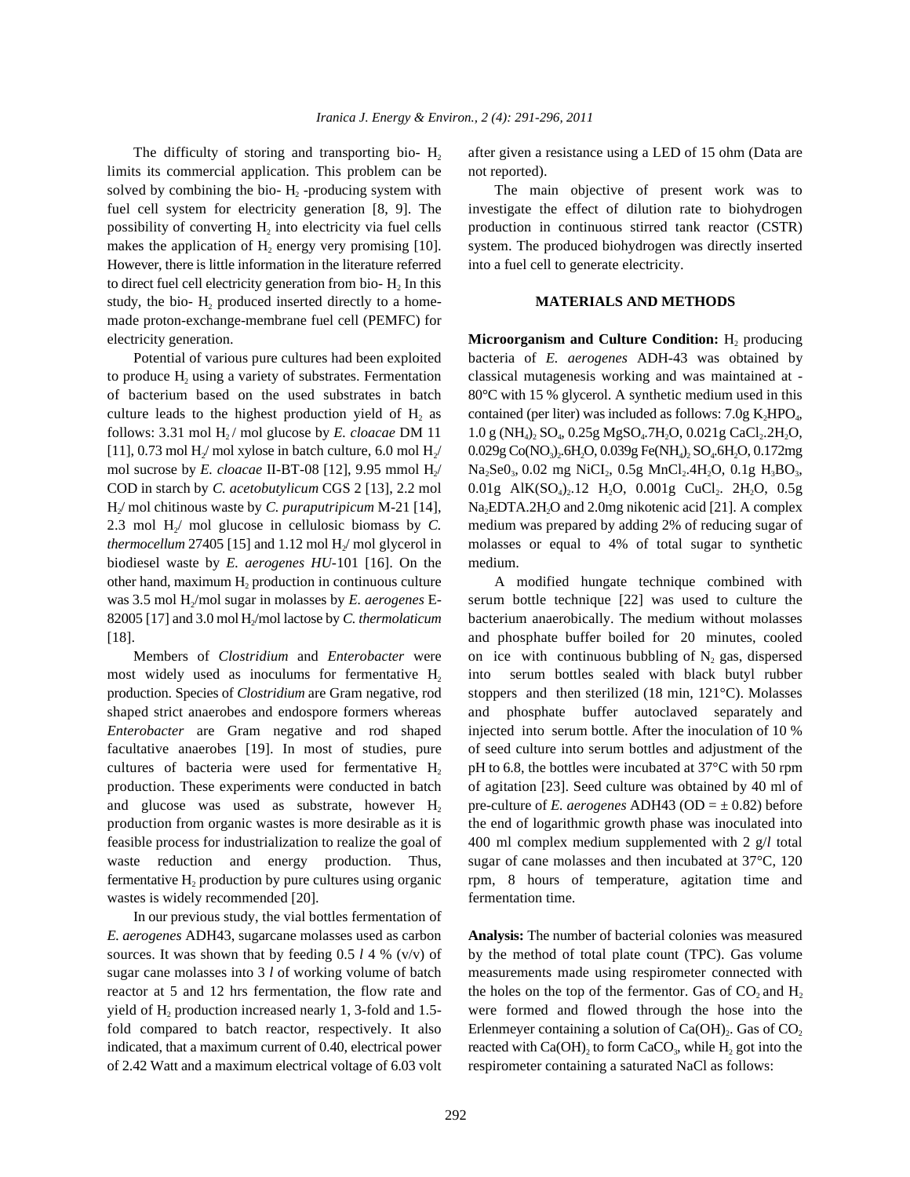The difficulty of storing and transporting bio- $H_2$ limits its commercial application. This problem can be solved by combining the bio- $H_2$ -producing system with fuel cell system for electricity generation [8, 9]. The possibility of converting $H_2$ into electricity via fuel cells makes the application of $H_2$ energy very promising [10]. However, there is little information in the literature referred to direct fuel cell electricity generation from bio- $H_2$ In this study, the bio- $H_2$ produced inserted directly to a home-made proton-exchange-membrane fuel cell (PEMFC) for electricity generation.

Potential of various pure cultures had been exploited to produce $H_2$ using a variety of substrates. Fermentation of bacterium based on the used substrates in batch culture leads to the highest production yield of $H_2$ as follows: 3.31 mol $H_2$ / mol glucose by *E. cloacae* DM 11 [11], 0.73 mol $H_2$/ mol xylose in batch culture, 6.0 mol $H_2$/ mol sucrose by *E. cloacae* II-BT-08 [12], 9.95 mmol $H_2$/ COD in starch by *C. acetobutylicum* CGS 2 [13], 2.2 mol $H_2$/ mol chitinous waste by *C. puraputripicum* M-21 [14], 2.3 mol $H_2$/ mol glucose in cellulosic biomass by *C. thermocellum* 27405 [15] and 1.12 mol $H_2$/ mol glycerol in biodiesel waste by *E. aerogenes HU*-101 [16]. On the other hand, maximum $H_2$ production in continuous culture was 3.5 mol $H_2$/mol sugar in molasses by *E. aerogenes* E-82005 [17] and 3.0 mol $H_2$/mol lactose by *C. thermolaticum* [18].

Members of *Clostridium* and *Enterobacter* were most widely used as inoculums for fermentative $H_2$ production. Species of *Clostridium* are Gram negative, rod shaped strict anaerobes and endospore formers whereas *Enterobacter* are Gram negative and rod shaped facultative anaerobes [19]. In most of studies, pure cultures of bacteria were used for fermentative $H_2$ production. These experiments were conducted in batch and glucose was used as substrate, however $H_2$ production from organic wastes is more desirable as it is feasible process for industrialization to realize the goal of waste reduction and energy production. Thus, fermentative $H_2$ production by pure cultures using organic wastes is widely recommended [20].

In our previous study, the vial bottles fermentation of *E. aerogenes* ADH43, sugarcane molasses used as carbon sources. It was shown that by feeding 0.5 *l* 4 % (v/v) of sugar cane molasses into 3 *l* of working volume of batch reactor at 5 and 12 hrs fermentation, the flow rate and yield of $H_2$ production increased nearly 1, 3-fold and 1.5-fold compared to batch reactor, respectively. It also indicated, that a maximum current of 0.40, electrical power of 2.42 Watt and a maximum electrical voltage of 6.03 volt after given a resistance using a LED of 15 ohm (Data are not reported).

The main objective of present work was to investigate the effect of dilution rate to biohydrogen production in continuous stirred tank reactor (CSTR) system. The produced biohydrogen was directly inserted into a fuel cell to generate electricity.

## MATERIALS AND METHODS

**Microorganism and Culture Condition:** $H_2$ producing bacteria of *E. aerogenes* ADH-43 was obtained by classical mutagenesis working and was maintained at -80°C with 15 % glycerol. A synthetic medium used in this contained (per liter) was included as follows: 7.0g $K_2HPO_4$, 1.0 g $(NH_4)_2SO_4$, 0.25g $MgSO_4.7H_2O$, 0.021g $CaCl_2.2H_2O$, 0.029g $Co(NO_3)_2.6H_2O$, 0.039g $Fe(NH_4)_2SO_4.6H_2O$, 0.172mg $Na_2Se0_3$, 0.02 mg $NiCI_2$, 0.5g $MnCl_2.4H_2O$, 0.1g $H_3BO_3$, 0.01g $AlK(SO_4)_2.12\ H_2O$, 0.001g $CuCl_2.\ 2H_2O$, 0.5g $Na_2EDTA.2H_2O$ and 2.0mg nikotenic acid [21]. A complex medium was prepared by adding 2% of reducing sugar of molasses or equal to 4% of total sugar to synthetic medium.

A modified hungate technique combined with serum bottle technique [22] was used to culture the bacterium anaerobically. The medium without molasses and phosphate buffer boiled for 20 minutes, cooled on ice with continuous bubbling of $N_2$ gas, dispersed into serum bottles sealed with black butyl rubber stoppers and then sterilized (18 min, 121°C). Molasses and phosphate buffer autoclaved separately and injected into serum bottle. After the inoculation of 10 % of seed culture into serum bottles and adjustment of the pH to 6.8, the bottles were incubated at 37°C with 50 rpm of agitation [23]. Seed culture was obtained by 40 ml of pre-culture of *E. aerogenes* ADH43 (OD = ± 0.82) before the end of logarithmic growth phase was inoculated into 400 ml complex medium supplemented with 2 g/*l* total sugar of cane molasses and then incubated at 37°C, 120 rpm, 8 hours of temperature, agitation time and fermentation time.

**Analysis:** The number of bacterial colonies was measured by the method of total plate count (TPC). Gas volume measurements made using respirometer connected with the holes on the top of the fermentor. Gas of $CO_2$ and $H_2$ were formed and flowed through the hose into the Erlenmeyer containing a solution of $Ca(OH)_2$. Gas of $CO_2$ reacted with $Ca(OH)_2$ to form $CaCO_3$, while $H_2$ got into the respirometer containing a saturated NaCl as follows: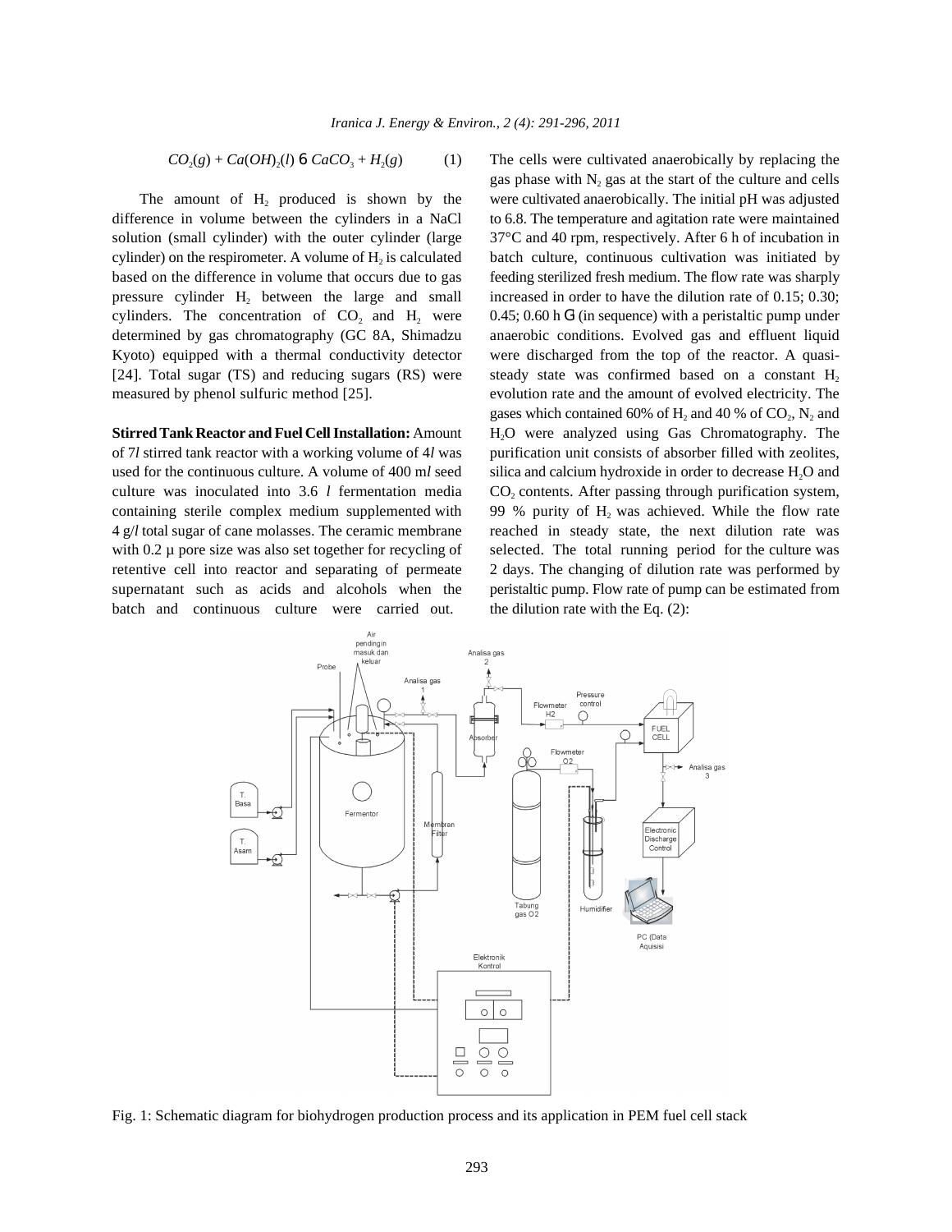$$CO_2(g) + Ca(OH)_2(l) \rightarrow CaCO_3 + H_2(g) \quad (1)$$

The amount of $H_2$ produced is shown by the difference in volume between the cylinders in a NaCl solution (small cylinder) with the outer cylinder (large cylinder) on the respirometer. A volume of $H_2$ is calculated based on the difference in volume that occurs due to gas pressure cylinder $H_2$ between the large and small cylinders. The concentration of $CO_2$ and $H_2$ were determined by gas chromatography (GC 8A, Shimadzu Kyoto) equipped with a thermal conductivity detector [24]. Total sugar (TS) and reducing sugars (RS) were measured by phenol sulfuric method [25].

**Stirred Tank Reactor and Fuel Cell Installation:** Amount of 7*l* stirred tank reactor with a working volume of 4*l* was used for the continuous culture. A volume of 400 m*l* seed culture was inoculated into 3.6 *l* fermentation media containing sterile complex medium supplemented with 4 g/*l* total sugar of cane molasses. The ceramic membrane with 0.2 µ pore size was also set together for recycling of retentive cell into reactor and separating of permeate supernatant such as acids and alcohols when the batch and continuous culture were carried out. The cells were cultivated anaerobically by replacing the gas phase with $N_2$ gas at the start of the culture and cells were cultivated anaerobically. The initial pH was adjusted to 6.8. The temperature and agitation rate were maintained 37°C and 40 rpm, respectively. After 6 h of incubation in batch culture, continuous cultivation was initiated by feeding sterilized fresh medium. The flow rate was sharply increased in order to have the dilution rate of 0.15; 0.30; 0.45; 0.60 $h^{-1}$ (in sequence) with a peristaltic pump under anaerobic conditions. Evolved gas and effluent liquid were discharged from the top of the reactor. A quasi-steady state was confirmed based on a constant $H_2$ evolution rate and the amount of evolved electricity. The gases which contained 60% of $H_2$ and 40 % of $CO_2$, $N_2$ and $H_2O$ were analyzed using Gas Chromatography. The purification unit consists of absorber filled with zeolites, silica and calcium hydroxide in order to decrease $H_2O$ and $CO_2$ contents. After passing through purification system, 99 % purity of $H_2$ was achieved. While the flow rate reached in steady state, the next dilution rate was selected. The total running period for the culture was 2 days. The changing of dilution rate was performed by peristaltic pump. Flow rate of pump can be estimated from the dilution rate with the Eq. (2):

Fig. 1: Schematic diagram for biohydrogen production process and its application in PEM fuel cell stack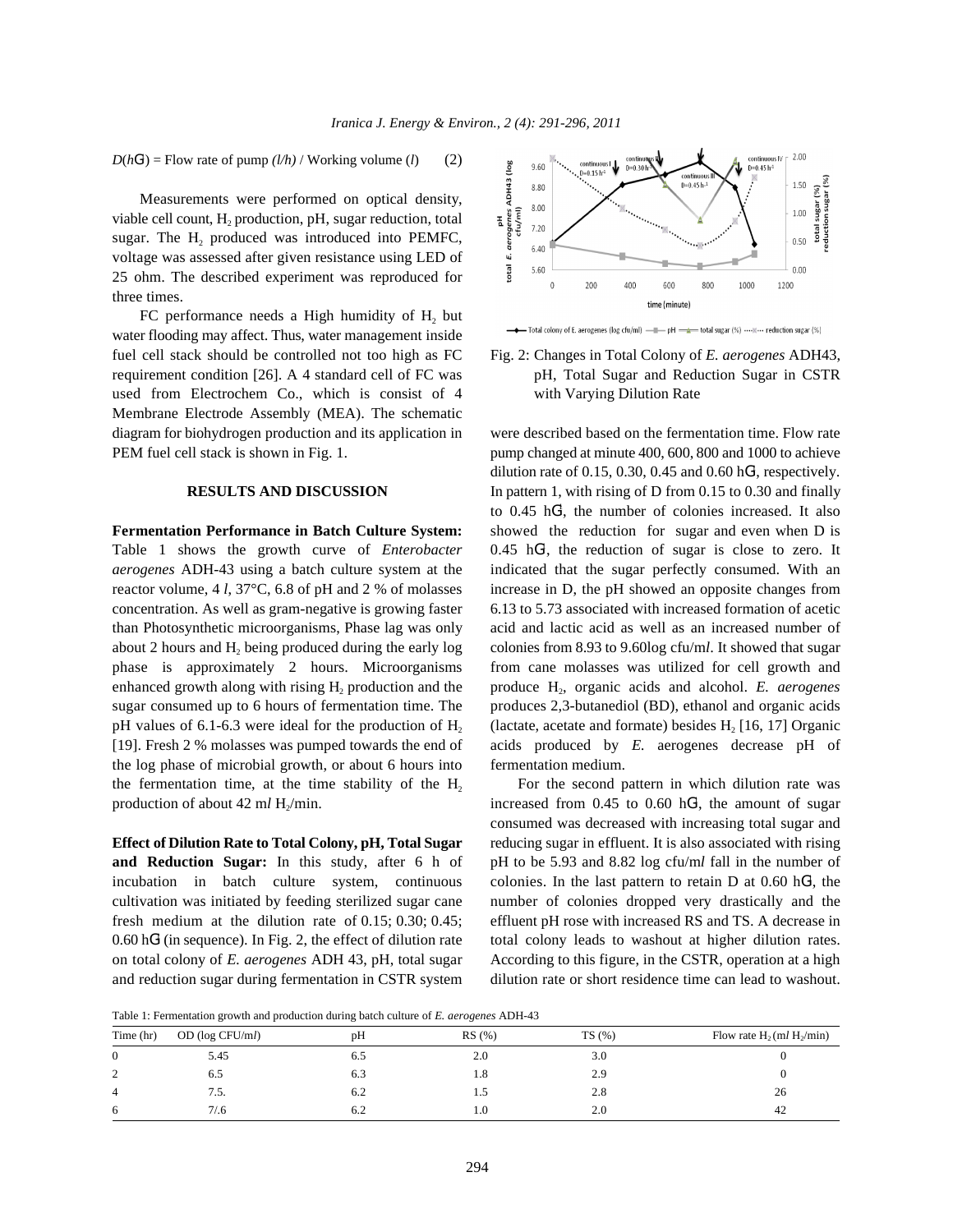$D(h^{-1})$ = Flow rate of pump $(l/h)$ / Working volume ($l$) (2)

Measurements were performed on optical density, viable cell count, $H_2$ production, pH, sugar reduction, total sugar. The $H_2$ produced was introduced into PEMFC, voltage was assessed after given resistance using LED of 25 ohm. The described experiment was reproduced for three times.

FC performance needs a High humidity of $H_2$ but water flooding may affect. Thus, water management inside fuel cell stack should be controlled not too high as FC requirement condition [26]. A 4 standard cell of FC was used from Electrochem Co., which is consist of 4 Membrane Electrode Assembly (MEA). The schematic diagram for biohydrogen production and its application in PEM fuel cell stack is shown in Fig. 1.

## RESULTS AND DISCUSSION

**Fermentation Performance in Batch Culture System:** Table 1 shows the growth curve of *Enterobacter aerogenes* ADH-43 using a batch culture system at the reactor volume, 4 *l*, 37°C, 6.8 of pH and 2 % of molasses concentration. As well as gram-negative is growing faster than Photosynthetic microorganisms, Phase lag was only about 2 hours and $H_2$ being produced during the early log phase is approximately 2 hours. Microorganisms enhanced growth along with rising $H_2$ production and the sugar consumed up to 6 hours of fermentation time. The pH values of 6.1-6.3 were ideal for the production of $H_2$ [19]. Fresh 2 % molasses was pumped towards the end of the log phase of microbial growth, or about 6 hours into the fermentation time, at the time stability of the $H_2$ production of about 42 m*l* $H_2$/min.

**Effect of Dilution Rate to Total Colony, pH, Total Sugar and Reduction Sugar:** In this study, after 6 h of incubation in batch culture system, continuous cultivation was initiated by feeding sterilized sugar cane fresh medium at the dilution rate of 0.15; 0.30; 0.45; 0.60 $h^{-1}$ (in sequence). In Fig. 2, the effect of dilution rate on total colony of *E. aerogenes* ADH 43, pH, total sugar and reduction sugar during fermentation in CSTR system

Fig. 2: Changes in Total Colony of *E. aerogenes* ADH43, pH, Total Sugar and Reduction Sugar in CSTR with Varying Dilution Rate

were described based on the fermentation time. Flow rate pump changed at minute 400, 600, 800 and 1000 to achieve dilution rate of 0.15, 0.30, 0.45 and 0.60 $h^{-1}$, respectively. In pattern 1, with rising of D from 0.15 to 0.30 and finally to 0.45 $h^{-1}$, the number of colonies increased. It also showed the reduction for sugar and even when D is 0.45 $h^{-1}$, the reduction of sugar is close to zero. It indicated that the sugar perfectly consumed. With an increase in D, the pH showed an opposite changes from 6.13 to 5.73 associated with increased formation of acetic acid and lactic acid as well as an increased number of colonies from 8.93 to 9.60log cfu/m*l*. It showed that sugar from cane molasses was utilized for cell growth and produce $H_2$, organic acids and alcohol. *E. aerogenes* produces 2,3-butanediol (BD), ethanol and organic acids (lactate, acetate and formate) besides $H_2$ [16, 17] Organic acids produced by *E.* aerogenes decrease pH of fermentation medium.

For the second pattern in which dilution rate was increased from 0.45 to 0.60 $h^{-1}$, the amount of sugar consumed was decreased with increasing total sugar and reducing sugar in effluent. It is also associated with rising pH to be 5.93 and 8.82 log cfu/m*l* fall in the number of colonies. In the last pattern to retain D at 0.60 $h^{-1}$, the number of colonies dropped very drastically and the effluent pH rose with increased RS and TS. A decrease in total colony leads to washout at higher dilution rates. According to this figure, in the CSTR, operation at a high dilution rate or short residence time can lead to washout.

Table 1: Fermentation growth and production during batch culture of *E. aerogenes* ADH-43

| Time (hr) | OD (log CFU/m*l*) | pH | RS (%) | TS (%) | Flow rate $H_2$ (m*l* $H_2$/min) |
|---|---|---|---|---|---|
| 0 | 5.45 | 6.5 | 2.0 | 3.0 | 0 |
| 2 | 6.5 | 6.3 | 1.8 | 2.9 | 0 |
| 4 | 7.5. | 6.2 | 1.5 | 2.8 | 26 |
| 6 | 7/.6 | 6.2 | 1.0 | 2.0 | 42 |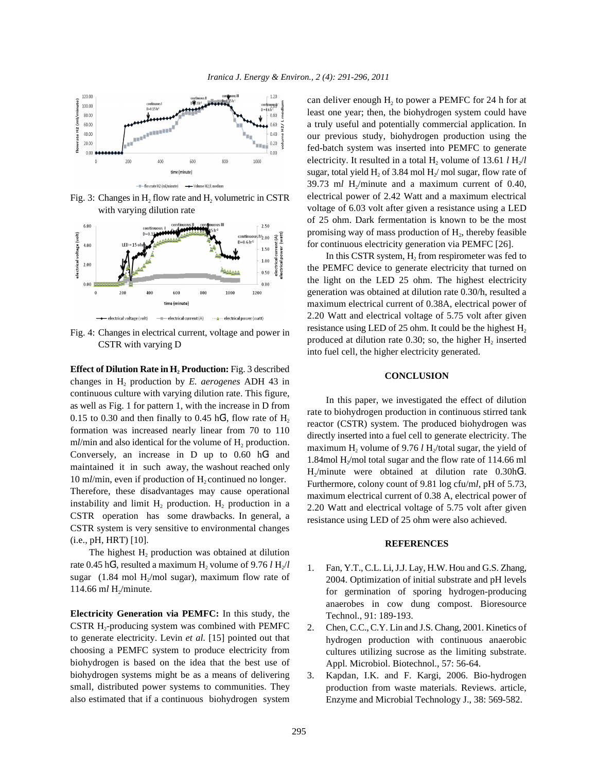Fig. 3: Changes in $H_2$ flow rate and $H_2$ volumetric in CSTR with varying dilution rate

Fig. 4: Changes in electrical current, voltage and power in CSTR with varying D

**Effect of Dilution Rate in $H_2$ Production:** Fig. 3 described changes in $H_2$ production by *E. aerogenes* ADH 43 in continuous culture with varying dilution rate. This figure, as well as Fig. 1 for pattern 1, with the increase in D from 0.15 to 0.30 and then finally to 0.45 $h^{-1}$, flow rate of $H_2$ formation was increased nearly linear from 70 to 110 ml/min and also identical for the volume of $H_2$ production. Conversely, an increase in D up to 0.60 $h^{-1}$ and maintained it in such away, the washout reached only 10 ml/min, even if production of $H_2$ continued no longer. Therefore, these disadvantages may cause operational instability and limit $H_2$ production. $H_2$ production in a CSTR operation has some drawbacks. In general, a CSTR system is very sensitive to environmental changes (i.e., pH, HRT) [10].

The highest $H_2$ production was obtained at dilution rate 0.45 $h^{-1}$, resulted a maximum $H_2$ volume of 9.76 *l* $H_2$/*l* sugar (1.84 mol $H_2$/mol sugar), maximum flow rate of 114.66 m*l* $H_2$/minute.

**Electricity Generation via PEMFC:** In this study, the CSTR $H_2$-producing system was combined with PEMFC to generate electricity. Levin *et al.* [15] pointed out that choosing a PEMFC system to produce electricity from biohydrogen is based on the idea that the best use of biohydrogen systems might be as a means of delivering small, distributed power systems to communities. They also estimated that if a continuous biohydrogen system can deliver enough $H_2$ to power a PEMFC for 24 h for at least one year; then, the biohydrogen system could have a truly useful and potentially commercial application. In our previous study, biohydrogen production using the fed-batch system was inserted into PEMFC to generate electricity. It resulted in a total $H_2$ volume of 13.61 *l* $H_2$/*l* sugar, total yield $H_2$ of 3.84 mol $H_2$/ mol sugar, flow rate of 39.73 m*l* $H_2$/minute and a maximum current of 0.40, electrical power of 2.42 Watt and a maximum electrical voltage of 6.03 volt after given a resistance using a LED of 25 ohm. Dark fermentation is known to be the most promising way of mass production of $H_2$, thereby feasible for continuous electricity generation via PEMFC [26].

In this CSTR system, $H_2$ from respirometer was fed to the PEMFC device to generate electricity that turned on the light on the LED 25 ohm. The highest electricity generation was obtained at dilution rate 0.30/h, resulted a maximum electrical current of 0.38A, electrical power of 2.20 Watt and electrical voltage of 5.75 volt after given resistance using LED of 25 ohm. It could be the highest $H_2$ produced at dilution rate 0.30; so, the higher $H_2$ inserted into fuel cell, the higher electricity generated.

## CONCLUSION

In this paper, we investigated the effect of dilution rate to biohydrogen production in continuous stirred tank reactor (CSTR) system. The produced biohydrogen was directly inserted into a fuel cell to generate electricity. The maximum $H_2$ volume of 9.76 *l* $H_2$/total sugar, the yield of 1.84mol $H_2$/mol total sugar and the flow rate of 114.66 ml $H_2$/minute were obtained at dilution rate 0.30$h^{-1}$. Furthermore, colony count of 9.81 log cfu/m*l*, pH of 5.73, maximum electrical current of 0.38 A, electrical power of 2.20 Watt and electrical voltage of 5.75 volt after given resistance using LED of 25 ohm were also achieved.

## REFERENCES

1. Fan, Y.T., C.L. Li, J.J. Lay, H.W. Hou and G.S. Zhang, 2004. Optimization of initial substrate and pH levels for germination of sporing hydrogen-producing anaerobes in cow dung compost. Bioresource Technol., 91: 189-193.
2. Chen, C.C., C.Y. Lin and J.S. Chang, 2001. Kinetics of hydrogen production with continuous anaerobic cultures utilizing sucrose as the limiting substrate. Appl. Microbiol. Biotechnol., 57: 56-64.
3. Kapdan, I.K. and F. Kargi, 2006. Bio-hydrogen production from waste materials. Reviews. article, Enzyme and Microbial Technology J., 38: 569-582.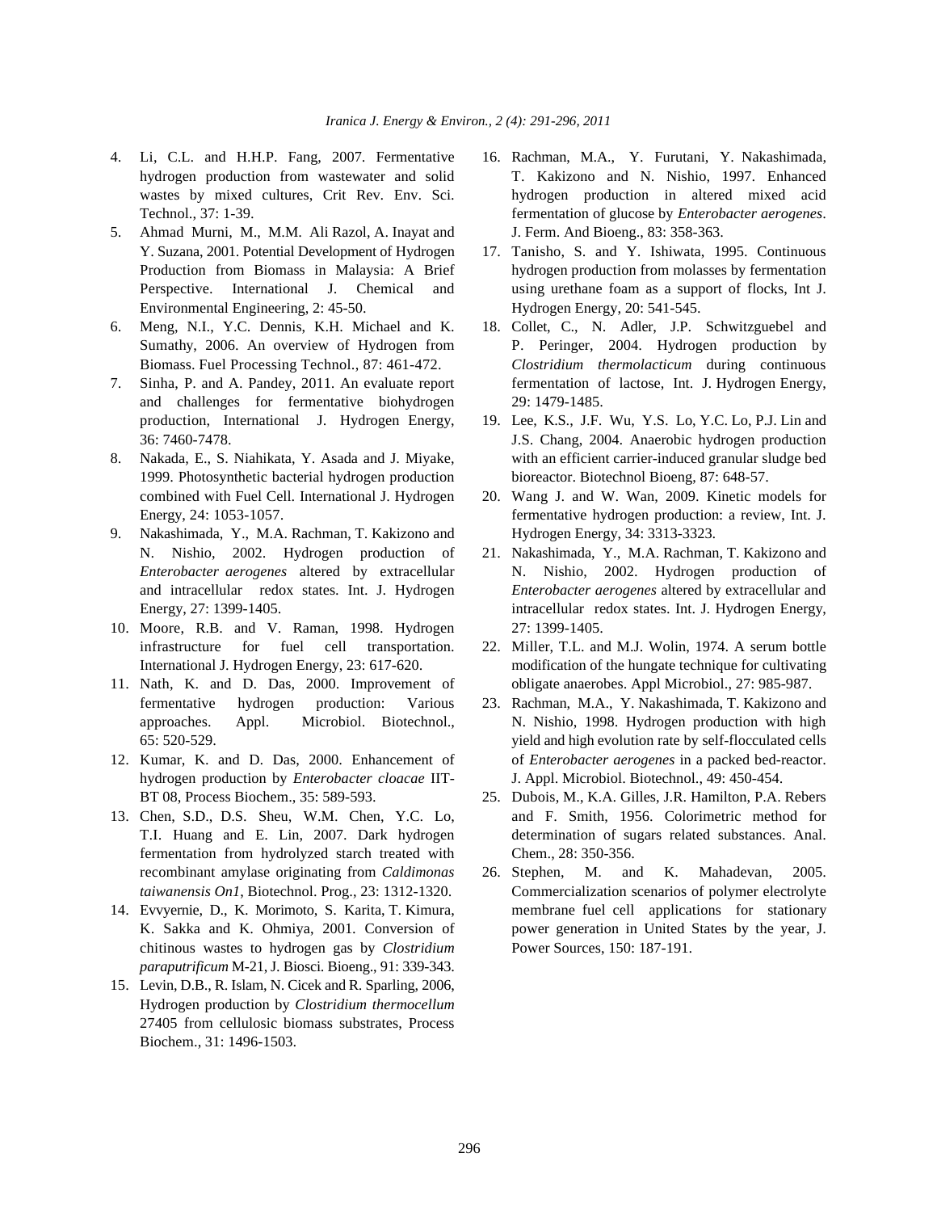4. Li, C.L. and H.H.P. Fang, 2007. Fermentative hydrogen production from wastewater and solid wastes by mixed cultures, Crit Rev. Env. Sci. Technol., 37: 1-39.
5. Ahmad Murni, M., M.M. Ali Razol, A. Inayat and Y. Suzana, 2001. Potential Development of Hydrogen Production from Biomass in Malaysia: A Brief Perspective. International J. Chemical and Environmental Engineering, 2: 45-50.
6. Meng, N.I., Y.C. Dennis, K.H. Michael and K. Sumathy, 2006. An overview of Hydrogen from Biomass. Fuel Processing Technol., 87: 461-472.
7. Sinha, P. and A. Pandey, 2011. An evaluate report and challenges for fermentative biohydrogen production, International J. Hydrogen Energy, 36: 7460-7478.
8. Nakada, E., S. Niahikata, Y. Asada and J. Miyake, 1999. Photosynthetic bacterial hydrogen production combined with Fuel Cell. International J. Hydrogen Energy, 24: 1053-1057.
9. Nakashimada, Y., M.A. Rachman, T. Kakizono and N. Nishio, 2002. Hydrogen production of *Enterobacter aerogenes* altered by extracellular and intracellular redox states. Int. J. Hydrogen Energy, 27: 1399-1405.
10. Moore, R.B. and V. Raman, 1998. Hydrogen infrastructure for fuel cell transportation. International J. Hydrogen Energy, 23: 617-620.
11. Nath, K. and D. Das, 2000. Improvement of fermentative hydrogen production: Various approaches. Appl. Microbiol. Biotechnol., 65: 520-529.
12. Kumar, K. and D. Das, 2000. Enhancement of hydrogen production by *Enterobacter cloacae* IIT-BT 08, Process Biochem., 35: 589-593.
13. Chen, S.D., D.S. Sheu, W.M. Chen, Y.C. Lo, T.I. Huang and E. Lin, 2007. Dark hydrogen fermentation from hydrolyzed starch treated with recombinant amylase originating from *Caldimonas taiwanensis On1*, Biotechnol. Prog., 23: 1312-1320.
14. Evvyernie, D., K. Morimoto, S. Karita, T. Kimura, K. Sakka and K. Ohmiya, 2001. Conversion of chitinous wastes to hydrogen gas by *Clostridium paraputrificum* M-21, J. Biosci. Bioeng., 91: 339-343.
15. Levin, D.B., R. Islam, N. Cicek and R. Sparling, 2006, Hydrogen production by *Clostridium thermocellum* 27405 from cellulosic biomass substrates, Process Biochem., 31: 1496-1503.
16. Rachman, M.A., Y. Furutani, Y. Nakashimada, T. Kakizono and N. Nishio, 1997. Enhanced hydrogen production in altered mixed acid fermentation of glucose by *Enterobacter aerogenes*. J. Ferm. And Bioeng., 83: 358-363.
17. Tanisho, S. and Y. Ishiwata, 1995. Continuous hydrogen production from molasses by fermentation using urethane foam as a support of flocks, Int J. Hydrogen Energy, 20: 541-545.
18. Collet, C., N. Adler, J.P. Schwitzguebel and P. Peringer, 2004. Hydrogen production by *Clostridium thermolacticum* during continuous fermentation of lactose, Int. J. Hydrogen Energy, 29: 1479-1485.
19. Lee, K.S., J.F. Wu, Y.S. Lo, Y.C. Lo, P.J. Lin and J.S. Chang, 2004. Anaerobic hydrogen production with an efficient carrier-induced granular sludge bed bioreactor. Biotechnol Bioeng, 87: 648-57.
20. Wang J. and W. Wan, 2009. Kinetic models for fermentative hydrogen production: a review, Int. J. Hydrogen Energy, 34: 3313-3323.
21. Nakashimada, Y., M.A. Rachman, T. Kakizono and N. Nishio, 2002. Hydrogen production of *Enterobacter aerogenes* altered by extracellular and intracellular redox states. Int. J. Hydrogen Energy, 27: 1399-1405.
22. Miller, T.L. and M.J. Wolin, 1974. A serum bottle modification of the hungate technique for cultivating obligate anaerobes. Appl Microbiol., 27: 985-987.
23. Rachman, M.A., Y. Nakashimada, T. Kakizono and N. Nishio, 1998. Hydrogen production with high yield and high evolution rate by self-flocculated cells of *Enterobacter aerogenes* in a packed bed-reactor. J. Appl. Microbiol. Biotechnol., 49: 450-454.
25. Dubois, M., K.A. Gilles, J.R. Hamilton, P.A. Rebers and F. Smith, 1956. Colorimetric method for determination of sugars related substances. Anal. Chem., 28: 350-356.
26. Stephen, M. and K. Mahadevan, 2005. Commercialization scenarios of polymer electrolyte membrane fuel cell applications for stationary power generation in United States by the year, J. Power Sources, 150: 187-191.